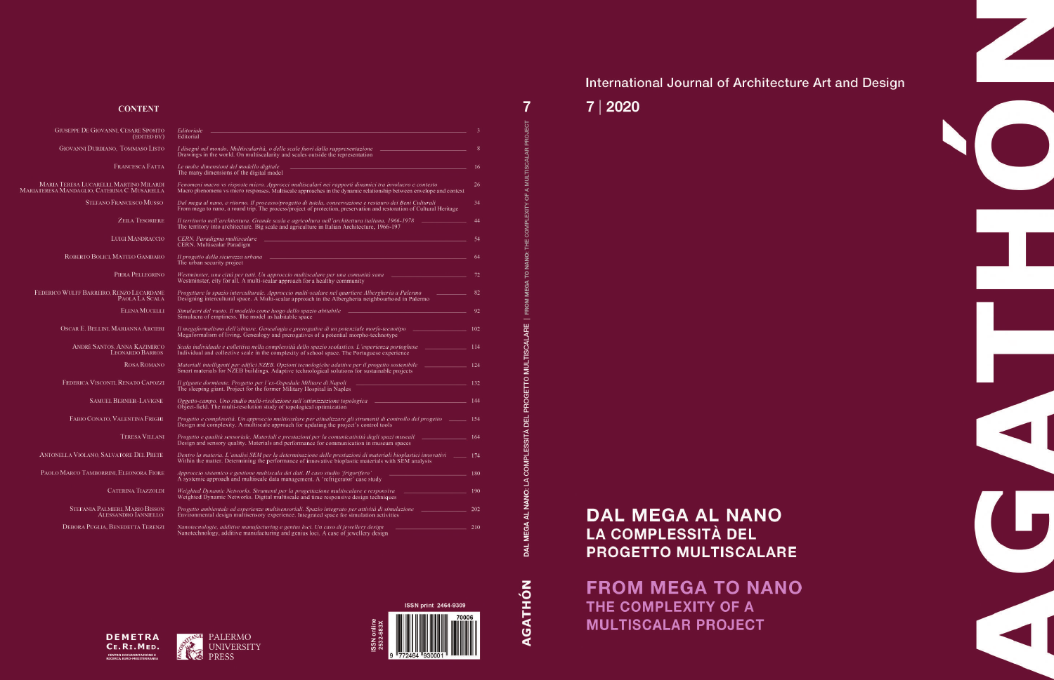# AGATHÓN

International Journal of Architecture Art and Design

7 | 2020

## DAL MEGA AL NANO
### LA COMPLESSITÀ DEL PROGETTO MULTISCALARE

## FROM MEGA TO NANO
### THE COMPLEXITY OF A MULTISCALAR PROJECT

AGATHÓN 7 — DAL MEGA AL NANO: LA COMPLESSITÀ DEL PROGETTO MULTISCALARE | FROM MEGA TO NANO: THE COMPLEXITY OF A MULTISCALAR PROJECT

## CONTENT

| Authors | Title | Page |
|---|---|---|
| Giuseppe De Giovanni, Cesare Sposito (edited by) | *Editoriale*<br>Editorial | 3 |
| Giovanni Durbiano, Tommaso Listo | *I disegni nel mondo. Multiscalarità, o delle scale fuori dalla rappresentazione*<br>Drawings in the world. On multiscalarity and scales outside the representation | 8 |
| Francesca Fatta | *Le molte dimensioni del modello digitale*<br>The many dimensions of the digital model | 16 |
| Maria Teresa Lucarelli, Martino Milardi, Mariateresa Mandaglio, Caterina C. Musarella | *Fenomeni macro vs risposte micro. Approcci multiscalari nei rapporti dinamici tra involucro e contesto*<br>Macro phenomena vs micro responses. Multiscale approaches in the dynamic relationship between envelope and context | 26 |
| Stefano Francesco Musso | *Dal mega al nano, e ritorno. Il processo/progetto di tutela, conservazione e restauro dei Beni Culturali*<br>From mega to nano, a round trip. The process/project of protection, preservation and restoration of Cultural Heritage | 34 |
| Zeila Tesoriere | *Il territorio nell'architettura. Grande scala e agricoltura nell'architettura italiana, 1966-1978*<br>The territory into architecture. Big scale and agriculture in Italian Architecture, 1966-197 | 44 |
| Luigi Mandraccio | *CERN. Paradigma multiscalare*<br>CERN. Multiscalar Paradigm | 54 |
| Roberto Bolici, Matteo Gambaro | *Il progetto della sicurezza urbana*<br>The urban security project | 64 |
| Piera Pellegrino | *Westminster, una città per tutti. Un approccio multiscalare per una comunità sana*<br>Westminster, city for all. A multi-scalar approach for a healthy community | 72 |
| Federico Wulff Barreiro, Renzo Lecardane, Paola La Scala | *Progettare lo spazio interculturale. Approccio multi-scalare nel quartiere Albergheria a Palermo*<br>Designing intercultural space. A Multi-scalar approach in the Albergheria neighbourhood in Palermo | 82 |
| Elena Mucelli | *Simulacri del vuoto. Il modello come luogo dello spazio abitabile*<br>Simulacra of emptiness. The model as habitable space | 92 |
| Oscar E. Bellini, Marianna Arcieri | *Il megaformalismo dell'abitare. Genealogia e prerogative di un potenziale morfo-tecnotipo*<br>Megaformalism of living. Genealogy and prerogatives of a potential morpho-technotype | 102 |
| André Santos, Anna Kazimirco, Leonardo Barros | *Scala individuale e collettiva nella complessità dello spazio scolastico. L'esperienza portoghese*<br>Individual and collective scale in the complexity of school space. The Portuguese experience | 114 |
| Rosa Romano | *Materiali intelligenti per edifici NZEB. Opzioni tecnologiche adattive per il progetto sostenibile*<br>Smart materials for NZEB buildings. Adaptive technological solutions for sustainable projects | 124 |
| Federica Visconti, Renato Capozzi | *Il gigante dormiente. Progetto per l'ex-Ospedale Militare di Napoli*<br>The sleeping giant. Project for the former Military Hospital in Naples | 132 |
| Samuel Bernier-Lavigne | *Oggetto-campo. Uno studio multi-risoluzione sull'ottimizzazione topologica*<br>Object-field. The multi-resolution study of topological optimization | 144 |
| Fabio Conato, Valentina Frighi | *Progetto e complessità. Un approccio multiscalare per attualizzare gli strumenti di controllo del progetto*<br>Design and complexity. A multiscale approach for updating the project's control tools | 154 |
| Teresa Villani | *Progetto e qualità sensoriale. Materiali e prestazioni per la comunicatività degli spazi museali*<br>Design and sensory quality. Materials and performance for communication in museum spaces | 164 |
| Antonella Violano, Salvatore Del Prete | *Dentro la materia. L'analisi SEM per la determinazione delle prestazioni di materiali bioplastici innovativi*<br>Within the matter. Determining the performance of innovative bioplastic materials with SEM analysis | 174 |
| Paolo Marco Tamborrini, Eleonora Fiore | *Approccio sistemico e gestione multiscala dei dati. Il caso studio 'frigorifero'*<br>A systemic approach and multiscale data management. A 'refrigerator' case study | 180 |
| Caterina Tiazzoldi | *Weighted Dynamic Networks. Strumenti per la progettazione multiscalare e responsiva*<br>Weighted Dynamic Networks. Digital multiscale and time responsive design techniques | 190 |
| Stefania Palmieri, Mario Bisson, Alessandro Ianniello | *Progetto ambientale ed esperienze multisensoriali. Spazio integrato per attività di simulazione*<br>Environmental design multisensory experience. Integrated space for simulation activities | 202 |
| Debora Puglia, Benedetta Terenzi | *Nanotecnologie, additive manufacturing e genius loci. Un caso di jewellery design*<br>Nanotechnology, additive manufacturing and genius loci. A case of jewellery design | 210 |

DEMETRA CE.RI.MED. — Centro Documentazione e Ricerca Euro-Mediterranea

Palermo University Press

ISSN print 2464-9309

ISSN online 2532-683X

9 772464 930001 70006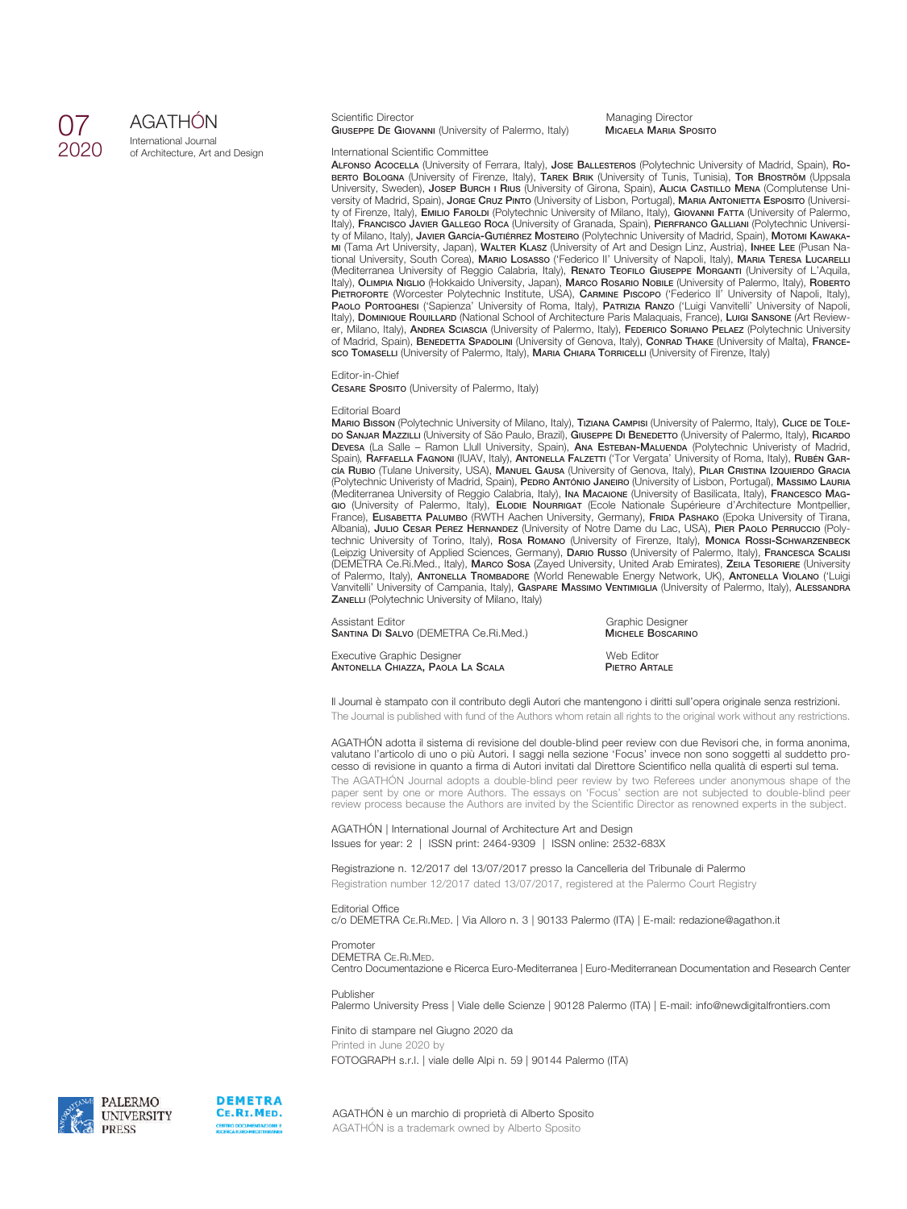# 07 2020

## AGATHÓN

International Journal of Architecture, Art and Design

Scientific Director
**Giuseppe De Giovanni** (University of Palermo, Italy)

Managing Director
**Micaela Maria Sposito**

International Scientific Committee
**Alfonso Acocella** (University of Ferrara, Italy), **Jose Ballesteros** (Polytechnic University of Madrid, Spain), **Roberto Bologna** (University of Firenze, Italy), **Tarek Brik** (University of Tunis, Tunisia), **Tor Broström** (Uppsala University, Sweden), **Josep Burch i Rius** (University of Girona, Spain), **Alicia Castillo Mena** (Complutense University of Madrid, Spain), **Jorge Cruz Pinto** (University of Lisbon, Portugal), **Maria Antonietta Esposito** (University of Firenze, Italy), **Emilio Faroldi** (Polytechnic University of Milano, Italy), **Giovanni Fatta** (University of Palermo, Italy), **Francisco Javier Gallego Roca** (University of Granada, Spain), **Pierfranco Galliani** (Polytechnic University of Milano, Italy), **Javier García-Gutiérrez Mosteiro** (Polytechnic University of Madrid, Spain), **Motomi Kawakami** (Tama Art University, Japan), **Walter Klasz** (University of Art and Design Linz, Austria), **Inhee Lee** (Pusan National University, South Corea), **Mario Losasso** ('Federico II' University of Napoli, Italy), **Maria Teresa Lucarelli** (Mediterranea University of Reggio Calabria, Italy), **Renato Teofilo Giuseppe Morganti** (University of L'Aquila, Italy), **Olimpia Niglio** (Hokkaido University, Japan), **Marco Rosario Nobile** (University of Palermo, Italy), **Roberto Pietroforte** (Worcester Polytechnic Institute, USA), **Carmine Piscopo** ('Federico II' University of Napoli, Italy), **Paolo Portoghesi** ('Sapienza' University of Roma, Italy), **Patrizia Ranzo** ('Luigi Vanvitelli' University of Napoli, Italy), **Dominique Rouillard** (National School of Architecture Paris Malaquais, France), **Luigi Sansone** (Art Reviewer, Milano, Italy), **Andrea Sciascia** (University of Palermo, Italy), **Federico Soriano Pelaez** (Polytechnic University of Madrid, Spain), **Benedetta Spadolini** (University of Genova, Italy), **Conrad Thake** (University of Malta), **Francesco Tomaselli** (University of Palermo, Italy), **Maria Chiara Torricelli** (University of Firenze, Italy)

Editor-in-Chief
**Cesare Sposito** (University of Palermo, Italy)

Editorial Board
**Mario Bisson** (Polytechnic University of Milano, Italy), **Tiziana Campisi** (University of Palermo, Italy), **Clice de Toledo Sanjar Mazzilli** (University of São Paulo, Brazil), **Giuseppe Di Benedetto** (University of Palermo, Italy), **Ricardo Devesa** (La Salle – Ramon Llull University, Spain), **Ana Esteban-Maluenda** (Polytechnic Univeristy of Madrid, Spain), **Raffaella Fagnoni** (IUAV, Italy), **Antonella Falzetti** ('Tor Vergata' University of Roma, Italy), **Rubén García Rubio** (Tulane University, USA), **Manuel Gausa** (University of Genova, Italy), **Pilar Cristina Izquierdo Gracia** (Polytechnic Univeristy of Madrid, Spain), **Pedro António Janeiro** (University of Lisbon, Portugal), **Massimo Lauria** (Mediterranea University of Reggio Calabria, Italy), **Ina Macaione** (University of Basilicata, Italy), **Francesco Maggio** (University of Palermo, Italy), **Elodie Nourrigat** (Ecole Nationale Supérieure d'Architecture Montpellier, France), **Elisabetta Palumbo** (RWTH Aachen University, Germany), **Frida Pashako** (Epoka University of Tirana, Albania), **Julio Cesar Perez Hernandez** (University of Notre Dame du Lac, USA), **Pier Paolo Perruccio** (Polytechnic University of Torino, Italy), **Rosa Romano** (University of Firenze, Italy), **Monica Rossi-Schwarzenbeck** (Leipzig University of Applied Sciences, Germany), **Dario Russo** (University of Palermo, Italy), **Francesca Scalisi** (DEMETRA Ce.Ri.Med., Italy), **Marco Sosa** (Zayed University, United Arab Emirates), **Zeila Tesoriere** (University of Palermo, Italy), **Antonella Trombadore** (World Renewable Energy Network, UK), **Antonella Violano** ('Luigi Vanvitelli' University of Campania, Italy), **Gaspare Massimo Ventimiglia** (University of Palermo, Italy), **Alessandra Zanelli** (Polytechnic University of Milano, Italy)

Assistant Editor
**Santina Di Salvo** (DEMETRA Ce.Ri.Med.)

Graphic Designer
**Michele Boscarino**

Executive Graphic Designer
**Antonella Chiazza, Paola La Scala**

Web Editor
**Pietro Artale**

Il Journal è stampato con il contributo degli Autori che mantengono i diritti sull'opera originale senza restrizioni.
The Journal is published with fund of the Authors whom retain all rights to the original work without any restrictions.

AGATHÓN adotta il sistema di revisione del double-blind peer review con due Revisori che, in forma anonima, valutano l'articolo di uno o più Autori. I saggi nella sezione 'Focus' invece non sono soggetti al suddetto processo di revisione in quanto a firma di Autori invitati dal Direttore Scientifico nella qualità di esperti sul tema.
The AGATHÓN Journal adopts a double-blind peer review by two Referees under anonymous shape of the paper sent by one or more Authors. The essays on 'Focus' section are not subjected to double-blind peer review process because the Authors are invited by the Scientific Director as renowned experts in the subject.

AGATHÓN | International Journal of Architecture Art and Design
Issues for year: 2 | ISSN print: 2464-9309 | ISSN online: 2532-683X

Registrazione n. 12/2017 del 13/07/2017 presso la Cancelleria del Tribunale di Palermo
Registration number 12/2017 dated 13/07/2017, registered at the Palermo Court Registry

Editorial Office
c/o DEMETRA Ce.Ri.Med. | Via Alloro n. 3 | 90133 Palermo (ITA) | E-mail: redazione@agathon.it

Promoter
DEMETRA Ce.Ri.Med.
Centro Documentazione e Ricerca Euro-Mediterranea | Euro-Mediterranean Documentation and Research Center

Publisher
Palermo University Press | Viale delle Scienze | 90128 Palermo (ITA) | E-mail: info@newdigitalfrontiers.com

Finito di stampare nel Giugno 2020 da
Printed in June 2020 by
FOTOGRAPH s.r.l. | viale delle Alpi n. 59 | 90144 Palermo (ITA)

AGATHÓN è un marchio di proprietà di Alberto Sposito
AGATHÓN is a trademark owned by Alberto Sposito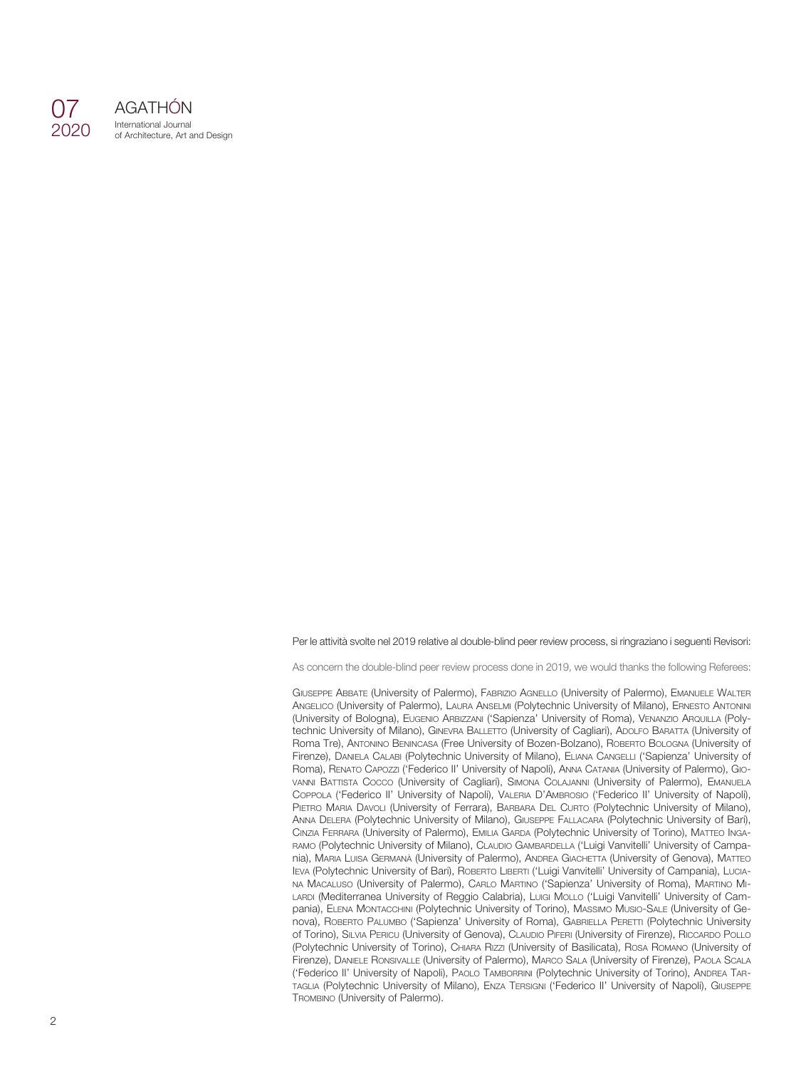Per le attività svolte nel 2019 relative al double-blind peer review process, si ringraziano i seguenti Revisori:

As concern the double-blind peer review process done in 2019, we would thanks the following Referees:

Giuseppe Abbate (University of Palermo), Fabrizio Agnello (University of Palermo), Emanuele Walter Angelico (University of Palermo), Laura Anselmi (Polytechnic University of Milano), Ernesto Antonini (University of Bologna), Eugenio Arbizzani ('Sapienza' University of Roma), Venanzio Arquilla (Polytechnic University of Milano), Ginevra Balletto (University of Cagliari), Adolfo Baratta (University of Roma Tre), Antonino Benincasa (Free University of Bozen-Bolzano), Roberto Bologna (University of Firenze), Daniela Calabi (Polytechnic University of Milano), Eliana Cangelli ('Sapienza' University of Roma), Renato Capozzi ('Federico II' University of Napoli), Anna Catania (University of Palermo), Giovanni Battista Cocco (University of Cagliari), Simona Colajanni (University of Palermo), Emanuela Coppola ('Federico II' University of Napoli), Valeria D'Ambrosio ('Federico II' University of Napoli), Pietro Maria Davoli (University of Ferrara), Barbara Del Curto (Polytechnic University of Milano), Anna Delera (Polytechnic University of Milano), Giuseppe Fallacara (Polytechnic University of Bari), Cinzia Ferrara (University of Palermo), Emilia Garda (Polytechnic University of Torino), Matteo Ingaramo (Polytechnic University of Milano), Claudio Gambardella ('Luigi Vanvitelli' University of Campania), Maria Luisa Germanà (University of Palermo), Andrea Giachetta (University of Genova), Matteo Ieva (Polytechnic University of Bari), Roberto Liberti ('Luigi Vanvitelli' University of Campania), Luciana Macaluso (University of Palermo), Carlo Martino ('Sapienza' University of Roma), Martino Milardi (Mediterranea University of Reggio Calabria), Luigi Mollo ('Luigi Vanvitelli' University of Campania), Elena Montacchini (Polytechnic University of Torino), Massimo Musio-Sale (University of Genova), Roberto Palumbo ('Sapienza' University of Roma), Gabriella Peretti (Polytechnic University of Torino), Silvia Pericu (University of Genova), Claudio Piferi (University of Firenze), Riccardo Pollo (Polytechnic University of Torino), Chiara Rizzi (University of Basilicata), Rosa Romano (University of Firenze), Daniele Ronsivalle (University of Palermo), Marco Sala (University of Firenze), Paola Scala ('Federico II' University of Napoli), Paolo Tamborrini (Polytechnic University of Torino), Andrea Tartaglia (Polytechnic University of Milano), Enza Tersigni ('Federico II' University of Napoli), Giuseppe Trombino (University of Palermo).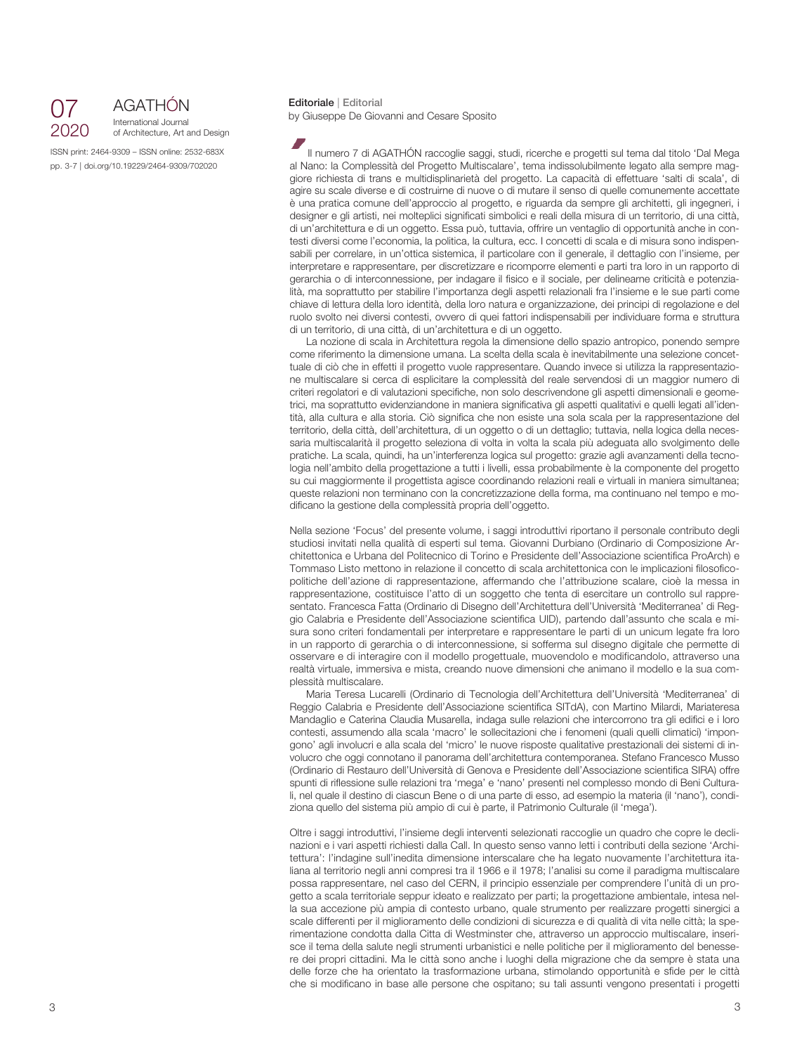**Editoriale** | Editorial
by Giuseppe De Giovanni and Cesare Sposito

Il numero 7 di AGATHÓN raccoglie saggi, studi, ricerche e progetti sul tema dal titolo 'Dal Mega al Nano: la Complessità del Progetto Multiscalare', tema indissolubilmente legato alla sempre maggiore richiesta di trans e multidisplinarietà del progetto. La capacità di effettuare 'salti di scala', di agire su scale diverse e di costruirne di nuove o di mutare il senso di quelle comunemente accettate è una pratica comune dell'approccio al progetto, e riguarda da sempre gli architetti, gli ingegneri, i designer e gli artisti, nei molteplici significati simbolici e reali della misura di un territorio, di una città, di un'architettura e di un oggetto. Essa può, tuttavia, offrire un ventaglio di opportunità anche in contesti diversi come l'economia, la politica, la cultura, ecc. I concetti di scala e di misura sono indispensabili per correlare, in un'ottica sistemica, il particolare con il generale, il dettaglio con l'insieme, per interpretare e rappresentare, per discretizzare e ricomporre elementi e parti tra loro in un rapporto di gerarchia o di interconnessione, per indagare il fisico e il sociale, per delinearne criticità e potenzialità, ma soprattutto per stabilire l'importanza degli aspetti relazionali fra l'insieme e le sue parti come chiave di lettura della loro identità, della loro natura e organizzazione, dei principi di regolazione e del ruolo svolto nei diversi contesti, ovvero di quei fattori indispensabili per individuare forma e struttura di un territorio, di una città, di un'architettura e di un oggetto.

La nozione di scala in Architettura regola la dimensione dello spazio antropico, ponendo sempre come riferimento la dimensione umana. La scelta della scala è inevitabilmente una selezione concettuale di ciò che in effetti il progetto vuole rappresentare. Quando invece si utilizza la rappresentazione multiscalare si cerca di esplicitare la complessità del reale servendosi di un maggior numero di criteri regolatori e di valutazioni specifiche, non solo descrivendone gli aspetti dimensionali e geometrici, ma soprattutto evidenziandone in maniera significativa gli aspetti qualitativi e quelli legati all'identità, alla cultura e alla storia. Ciò significa che non esiste una sola scala per la rappresentazione del territorio, della città, dell'architettura, di un oggetto o di un dettaglio; tuttavia, nella logica della necessaria multiscalarità il progetto seleziona di volta in volta la scala più adeguata allo svolgimento delle pratiche. La scala, quindi, ha un'interferenza logica sul progetto: grazie agli avanzamenti della tecnologia nell'ambito della progettazione a tutti i livelli, essa probabilmente è la componente del progetto su cui maggiormente il progettista agisce coordinando relazioni reali e virtuali in maniera simultanea; queste relazioni non terminano con la concretizzazione della forma, ma continuano nel tempo e modificano la gestione della complessità propria dell'oggetto.

Nella sezione 'Focus' del presente volume, i saggi introduttivi riportano il personale contributo degli studiosi invitati nella qualità di esperti sul tema. Giovanni Durbiano (Ordinario di Composizione Architettonica e Urbana del Politecnico di Torino e Presidente dell'Associazione scientifica ProArch) e Tommaso Listo mettono in relazione il concetto di scala architettonica con le implicazioni filosofico-politiche dell'azione di rappresentazione, affermando che l'attribuzione scalare, cioè la messa in rappresentazione, costituisce l'atto di un soggetto che tenta di esercitare un controllo sul rappresentato. Francesca Fatta (Ordinario di Disegno dell'Architettura dell'Università 'Mediterranea' di Reggio Calabria e Presidente dell'Associazione scientifica UID), partendo dall'assunto che scala e misura sono criteri fondamentali per interpretare e rappresentare le parti di un unicum legate fra loro in un rapporto di gerarchia o di interconnessione, si sofferma sul disegno digitale che permette di osservare e di interagire con il modello progettuale, muovendolo e modificandolo, attraverso una realtà virtuale, immersiva e mista, creando nuove dimensioni che animano il modello e la sua complessità multiscalare.

Maria Teresa Lucarelli (Ordinario di Tecnologia dell'Architettura dell'Università 'Mediterranea' di Reggio Calabria e Presidente dell'Associazione scientifica SITdA), con Martino Milardi, Mariateresa Mandaglio e Caterina Claudia Musarella, indaga sulle relazioni che intercorrono tra gli edifici e i loro contesti, assumendo alla scala 'macro' le sollecitazioni che i fenomeni (quali quelli climatici) 'impongono' agli involucri e alla scala del 'micro' le nuove risposte qualitative prestazionali dei sistemi di involucro che oggi connotano il panorama dell'architettura contemporanea. Stefano Francesco Musso (Ordinario di Restauro dell'Università di Genova e Presidente dell'Associazione scientifica SIRA) offre spunti di riflessione sulle relazioni tra 'mega' e 'nano' presenti nel complesso mondo di Beni Culturali, nel quale il destino di ciascun Bene o di una parte di esso, ad esempio la materia (il 'nano'), condiziona quello del sistema più ampio di cui è parte, il Patrimonio Culturale (il 'mega').

Oltre i saggi introduttivi, l'insieme degli interventi selezionati raccoglie un quadro che copre le declinazioni e i vari aspetti richiesti dalla Call. In questo senso vanno letti i contributi della sezione 'Architettura': l'indagine sull'inedita dimensione interscalare che ha legato nuovamente l'architettura italiana al territorio negli anni compresi tra il 1966 e il 1978; l'analisi su come il paradigma multiscalare possa rappresentare, nel caso del CERN, il principio essenziale per comprendere l'unità di un progetto a scala territoriale seppur ideato e realizzato per parti; la progettazione ambientale, intesa nella sua accezione più ampia di contesto urbano, quale strumento per realizzare progetti sinergici a scale differenti per il miglioramento delle condizioni di sicurezza e di qualità di vita nelle città; la sperimentazione condotta dalla Citta di Westminster che, attraverso un approccio multiscalare, inserisce il tema della salute negli strumenti urbanistici e nelle politiche per il miglioramento del benessere dei propri cittadini. Ma le città sono anche i luoghi della migrazione che da sempre è stata una delle forze che ha orientato la trasformazione urbana, stimolando opportunità e sfide per le città che si modificano in base alle persone che ospitano; su tali assunti vengono presentati i progetti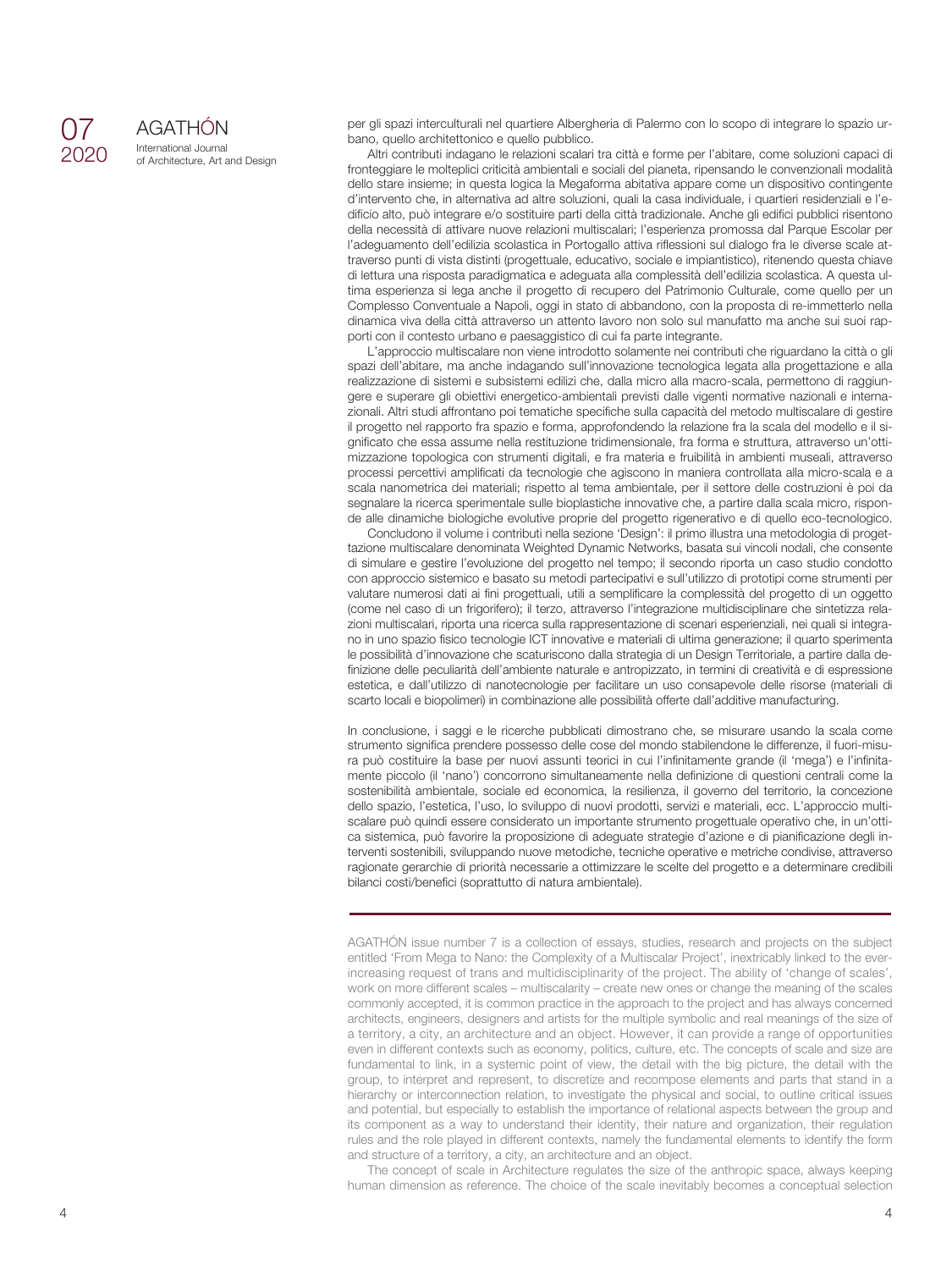per gli spazi interculturali nel quartiere Albergheria di Palermo con lo scopo di integrare lo spazio urbano, quello architettonico e quello pubblico.

Altri contributi indagano le relazioni scalari tra città e forme per l'abitare, come soluzioni capaci di fronteggiare le molteplici criticità ambientali e sociali del pianeta, ripensando le convenzionali modalità dello stare insieme; in questa logica la Megaforma abitativa appare come un dispositivo contingente d'intervento che, in alternativa ad altre soluzioni, quali la casa individuale, i quartieri residenziali e l'edificio alto, può integrare e/o sostituire parti della città tradizionale. Anche gli edifici pubblici risentono della necessità di attivare nuove relazioni multiscalari; l'esperienza promossa dal Parque Escolar per l'adeguamento dell'edilizia scolastica in Portogallo attiva riflessioni sul dialogo fra le diverse scale attraverso punti di vista distinti (progettuale, educativo, sociale e impiantistico), ritenendo questa chiave di lettura una risposta paradigmatica e adeguata alla complessità dell'edilizia scolastica. A questa ultima esperienza si lega anche il progetto di recupero del Patrimonio Culturale, come quello per un Complesso Conventuale a Napoli, oggi in stato di abbandono, con la proposta di re-immetterlo nella dinamica viva della città attraverso un attento lavoro non solo sul manufatto ma anche sui suoi rapporti con il contesto urbano e paesaggistico di cui fa parte integrante.

L'approccio multiscalare non viene introdotto solamente nei contributi che riguardano la città o gli spazi dell'abitare, ma anche indagando sull'innovazione tecnologica legata alla progettazione e alla realizzazione di sistemi e subsistemi edilizi che, dalla micro alla macro-scala, permettono di raggiungere e superare gli obiettivi energetico-ambientali previsti dalle vigenti normative nazionali e internazionali. Altri studi affrontano poi tematiche specifiche sulla capacità del metodo multiscalare di gestire il progetto nel rapporto fra spazio e forma, approfondendo la relazione fra la scala del modello e il significato che essa assume nella restituzione tridimensionale, fra forma e struttura, attraverso un'ottimizzazione topologica con strumenti digitali, e fra materia e fruibilità in ambienti museali, attraverso processi percettivi amplificati da tecnologie che agiscono in maniera controllata alla micro-scala e a scala nanometrica dei materiali; rispetto al tema ambientale, per il settore delle costruzioni è poi da segnalare la ricerca sperimentale sulle bioplastiche innovative che, a partire dalla scala micro, risponde alle dinamiche biologiche evolutive proprie del progetto rigenerativo e di quello eco-tecnologico.

Concludono il volume i contributi nella sezione 'Design': il primo illustra una metodologia di progettazione multiscalare denominata Weighted Dynamic Networks, basata sui vincoli nodali, che consente di simulare e gestire l'evoluzione del progetto nel tempo; il secondo riporta un caso studio condotto con approccio sistemico e basato su metodi partecipativi e sull'utilizzo di prototipi come strumenti per valutare numerosi dati ai fini progettuali, utili a semplificare la complessità del progetto di un oggetto (come nel caso di un frigorifero); il terzo, attraverso l'integrazione multidisciplinare che sintetizza relazioni multiscalari, riporta una ricerca sulla rappresentazione di scenari esperienziali, nei quali si integrano in uno spazio fisico tecnologie ICT innovative e materiali di ultima generazione; il quarto sperimenta le possibilità d'innovazione che scaturiscono dalla strategia di un Design Territoriale, a partire dalla definizione delle peculiarità dell'ambiente naturale e antropizzato, in termini di creatività e di espressione estetica, e dall'utilizzo di nanotecnologie per facilitare un uso consapevole delle risorse (materiali di scarto locali e biopolimeri) in combinazione alle possibilità offerte dall'additive manufacturing.

In conclusione, i saggi e le ricerche pubblicati dimostrano che, se misurare usando la scala come strumento significa prendere possesso delle cose del mondo stabilendone le differenze, il fuori-misura può costituire la base per nuovi assunti teorici in cui l'infinitamente grande (il 'mega') e l'infinitamente piccolo (il 'nano') concorrono simultaneamente nella definizione di questioni centrali come la sostenibilità ambientale, sociale ed economica, la resilienza, il governo del territorio, la concezione dello spazio, l'estetica, l'uso, lo sviluppo di nuovi prodotti, servizi e materiali, ecc. L'approccio multiscalare può quindi essere considerato un importante strumento progettuale operativo che, in un'ottica sistemica, può favorire la proposizione di adeguate strategie d'azione e di pianificazione degli interventi sostenibili, sviluppando nuove metodiche, tecniche operative e metriche condivise, attraverso ragionate gerarchie di priorità necessarie a ottimizzare le scelte del progetto e a determinare credibili bilanci costi/benefici (soprattutto di natura ambientale).

---

AGATHÓN issue number 7 is a collection of essays, studies, research and projects on the subject entitled 'From Mega to Nano: the Complexity of a Multiscalar Project', inextricably linked to the ever-increasing request of trans and multidisciplinarity of the project. The ability of 'change of scales', work on more different scales – multiscalarity – create new ones or change the meaning of the scales commonly accepted, it is common practice in the approach to the project and has always concerned architects, engineers, designers and artists for the multiple symbolic and real meanings of the size of a territory, a city, an architecture and an object. However, it can provide a range of opportunities even in different contexts such as economy, politics, culture, etc. The concepts of scale and size are fundamental to link, in a systemic point of view, the detail with the big picture, the detail with the group, to interpret and represent, to discretize and recompose elements and parts that stand in a hierarchy or interconnection relation, to investigate the physical and social, to outline critical issues and potential, but especially to establish the importance of relational aspects between the group and its component as a way to understand their identity, their nature and organization, their regulation rules and the role played in different contexts, namely the fundamental elements to identify the form and structure of a territory, a city, an architecture and an object.

The concept of scale in Architecture regulates the size of the anthropic space, always keeping human dimension as reference. The choice of the scale inevitably becomes a conceptual selection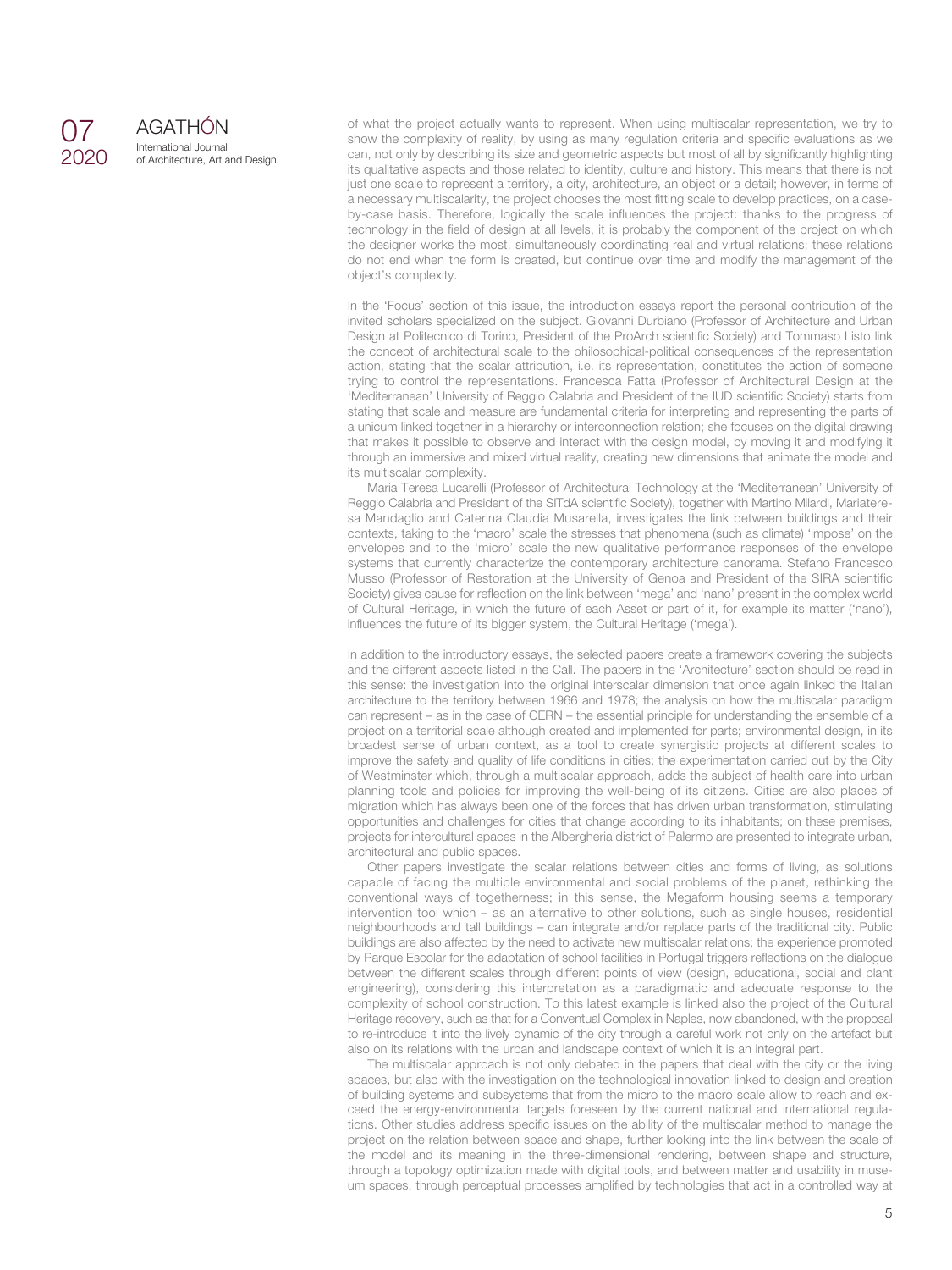of what the project actually wants to represent. When using multiscalar representation, we try to show the complexity of reality, by using as many regulation criteria and specific evaluations as we can, not only by describing its size and geometric aspects but most of all by significantly highlighting its qualitative aspects and those related to identity, culture and history. This means that there is not just one scale to represent a territory, a city, architecture, an object or a detail; however, in terms of a necessary multiscalarity, the project chooses the most fitting scale to develop practices, on a case-by-case basis. Therefore, logically the scale influences the project: thanks to the progress of technology in the field of design at all levels, it is probably the component of the project on which the designer works the most, simultaneously coordinating real and virtual relations; these relations do not end when the form is created, but continue over time and modify the management of the object's complexity.

In the 'Focus' section of this issue, the introduction essays report the personal contribution of the invited scholars specialized on the subject. Giovanni Durbiano (Professor of Architecture and Urban Design at Politecnico di Torino, President of the ProArch scientific Society) and Tommaso Listo link the concept of architectural scale to the philosophical-political consequences of the representation action, stating that the scalar attribution, i.e. its representation, constitutes the action of someone trying to control the representations. Francesca Fatta (Professor of Architectural Design at the 'Mediterranean' University of Reggio Calabria and President of the IUD scientific Society) starts from stating that scale and measure are fundamental criteria for interpreting and representing the parts of a unicum linked together in a hierarchy or interconnection relation; she focuses on the digital drawing that makes it possible to observe and interact with the design model, by moving it and modifying it through an immersive and mixed virtual reality, creating new dimensions that animate the model and its multiscalar complexity.

Maria Teresa Lucarelli (Professor of Architectural Technology at the 'Mediterranean' University of Reggio Calabria and President of the SITdA scientific Society), together with Martino Milardi, Mariateresa Mandaglio and Caterina Claudia Musarella, investigates the link between buildings and their contexts, taking to the 'macro' scale the stresses that phenomena (such as climate) 'impose' on the envelopes and to the 'micro' scale the new qualitative performance responses of the envelope systems that currently characterize the contemporary architecture panorama. Stefano Francesco Musso (Professor of Restoration at the University of Genoa and President of the SIRA scientific Society) gives cause for reflection on the link between 'mega' and 'nano' present in the complex world of Cultural Heritage, in which the future of each Asset or part of it, for example its matter ('nano'), influences the future of its bigger system, the Cultural Heritage ('mega').

In addition to the introductory essays, the selected papers create a framework covering the subjects and the different aspects listed in the Call. The papers in the 'Architecture' section should be read in this sense: the investigation into the original interscalar dimension that once again linked the Italian architecture to the territory between 1966 and 1978; the analysis on how the multiscalar paradigm can represent – as in the case of CERN – the essential principle for understanding the ensemble of a project on a territorial scale although created and implemented for parts; environmental design, in its broadest sense of urban context, as a tool to create synergistic projects at different scales to improve the safety and quality of life conditions in cities; the experimentation carried out by the City of Westminster which, through a multiscalar approach, adds the subject of health care into urban planning tools and policies for improving the well-being of its citizens. Cities are also places of migration which has always been one of the forces that has driven urban transformation, stimulating opportunities and challenges for cities that change according to its inhabitants; on these premises, projects for intercultural spaces in the Albergheria district of Palermo are presented to integrate urban, architectural and public spaces.

Other papers investigate the scalar relations between cities and forms of living, as solutions capable of facing the multiple environmental and social problems of the planet, rethinking the conventional ways of togetherness; in this sense, the Megaform housing seems a temporary intervention tool which – as an alternative to other solutions, such as single houses, residential neighbourhoods and tall buildings – can integrate and/or replace parts of the traditional city. Public buildings are also affected by the need to activate new multiscalar relations; the experience promoted by Parque Escolar for the adaptation of school facilities in Portugal triggers reflections on the dialogue between the different scales through different points of view (design, educational, social and plant engineering), considering this interpretation as a paradigmatic and adequate response to the complexity of school construction. To this latest example is linked also the project of the Cultural Heritage recovery, such as that for a Conventual Complex in Naples, now abandoned, with the proposal to re-introduce it into the lively dynamic of the city through a careful work not only on the artefact but also on its relations with the urban and landscape context of which it is an integral part.

The multiscalar approach is not only debated in the papers that deal with the city or the living spaces, but also with the investigation on the technological innovation linked to design and creation of building systems and subsystems that from the micro to the macro scale allow to reach and exceed the energy-environmental targets foreseen by the current national and international regulations. Other studies address specific issues on the ability of the multiscalar method to manage the project on the relation between space and shape, further looking into the link between the scale of the model and its meaning in the three-dimensional rendering, between shape and structure, through a topology optimization made with digital tools, and between matter and usability in museum spaces, through perceptual processes amplified by technologies that act in a controlled way at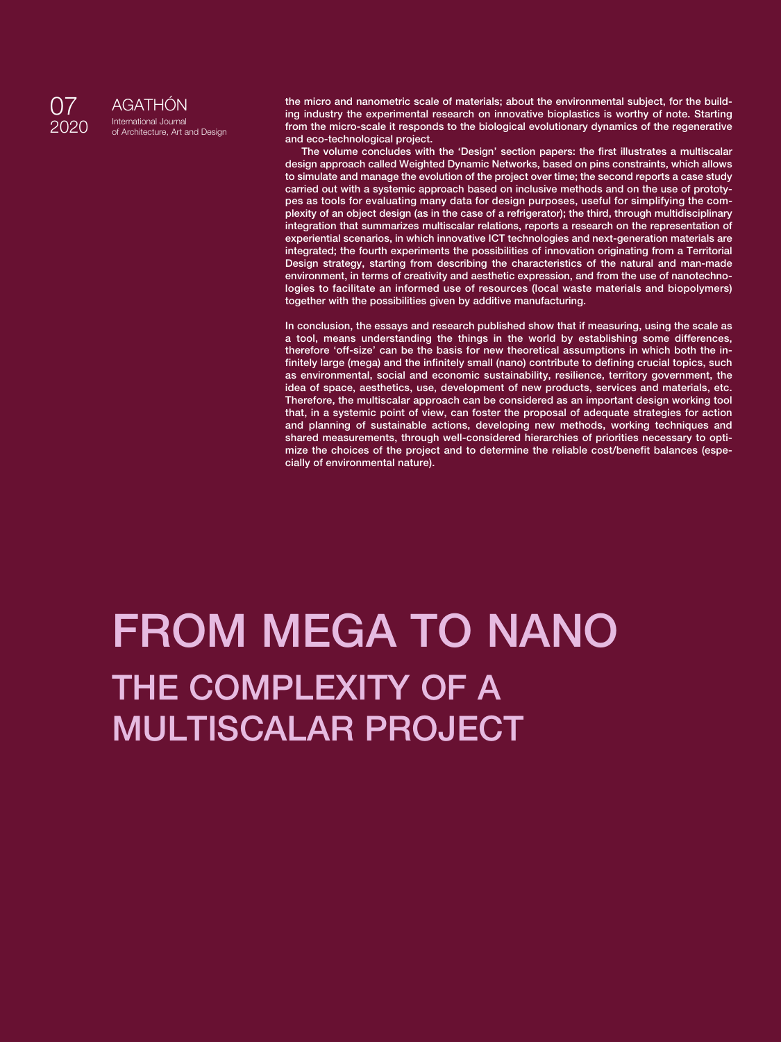the micro and nanometric scale of materials; about the environmental subject, for the building industry the experimental research on innovative bioplastics is worthy of note. Starting from the micro-scale it responds to the biological evolutionary dynamics of the regenerative and eco-technological project.

The volume concludes with the 'Design' section papers: the first illustrates a multiscalar design approach called Weighted Dynamic Networks, based on pins constraints, which allows to simulate and manage the evolution of the project over time; the second reports a case study carried out with a systemic approach based on inclusive methods and on the use of prototypes as tools for evaluating many data for design purposes, useful for simplifying the complexity of an object design (as in the case of a refrigerator); the third, through multidisciplinary integration that summarizes multiscalar relations, reports a research on the representation of experiential scenarios, in which innovative ICT technologies and next-generation materials are integrated; the fourth experiments the possibilities of innovation originating from a Territorial Design strategy, starting from describing the characteristics of the natural and man-made environment, in terms of creativity and aesthetic expression, and from the use of nanotechnologies to facilitate an informed use of resources (local waste materials and biopolymers) together with the possibilities given by additive manufacturing.

In conclusion, the essays and research published show that if measuring, using the scale as a tool, means understanding the things in the world by establishing some differences, therefore 'off-size' can be the basis for new theoretical assumptions in which both the infinitely large (mega) and the infinitely small (nano) contribute to defining crucial topics, such as environmental, social and economic sustainability, resilience, territory government, the idea of space, aesthetics, use, development of new products, services and materials, etc. Therefore, the multiscalar approach can be considered as an important design working tool that, in a systemic point of view, can foster the proposal of adequate strategies for action and planning of sustainable actions, developing new methods, working techniques and shared measurements, through well-considered hierarchies of priorities necessary to optimize the choices of the project and to determine the reliable cost/benefit balances (especially of environmental nature).

# FROM MEGA TO NANO
## THE COMPLEXITY OF A MULTISCALAR PROJECT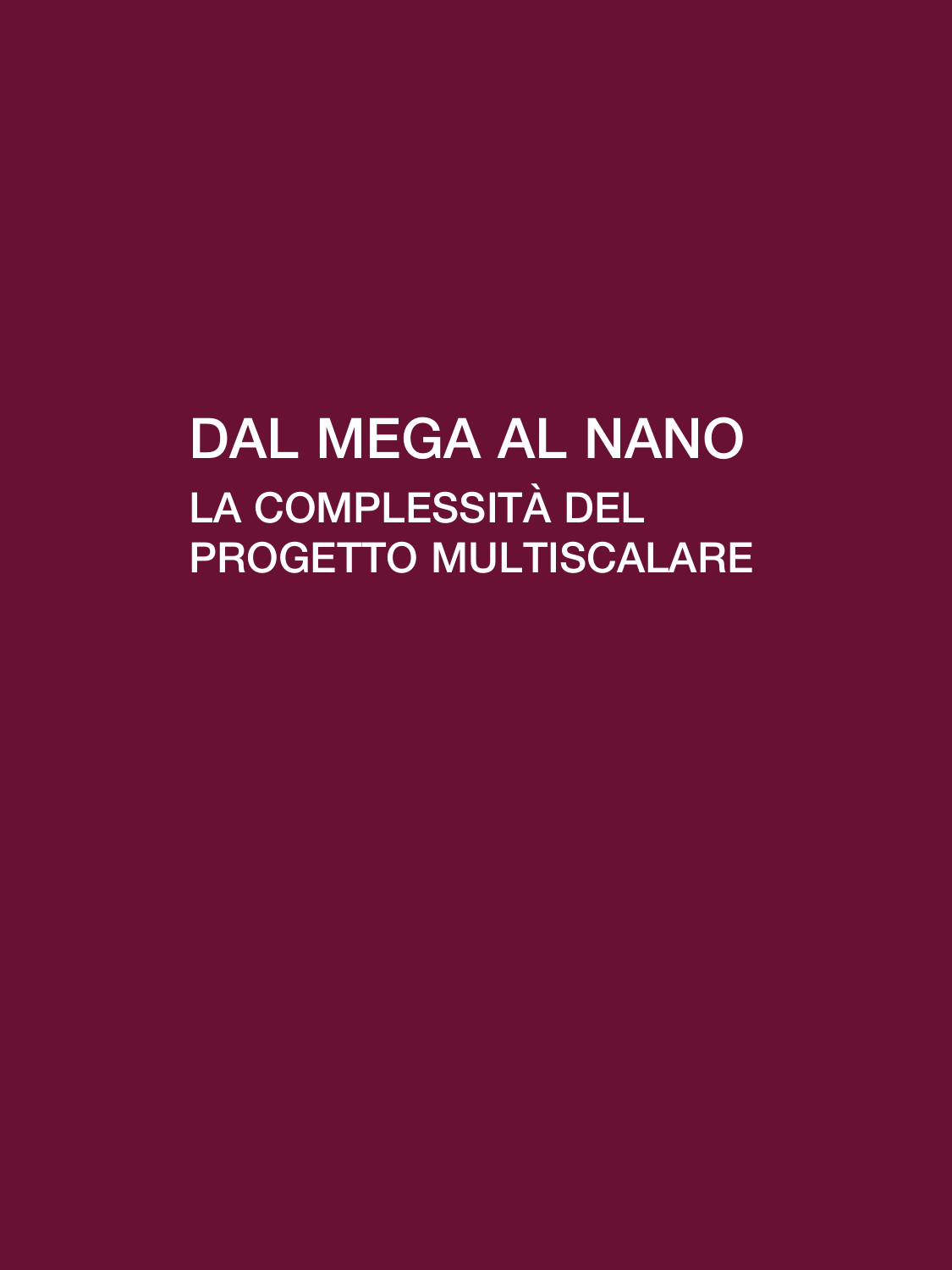# DAL MEGA AL NANO

## LA COMPLESSITÀ DEL PROGETTO MULTISCALARE